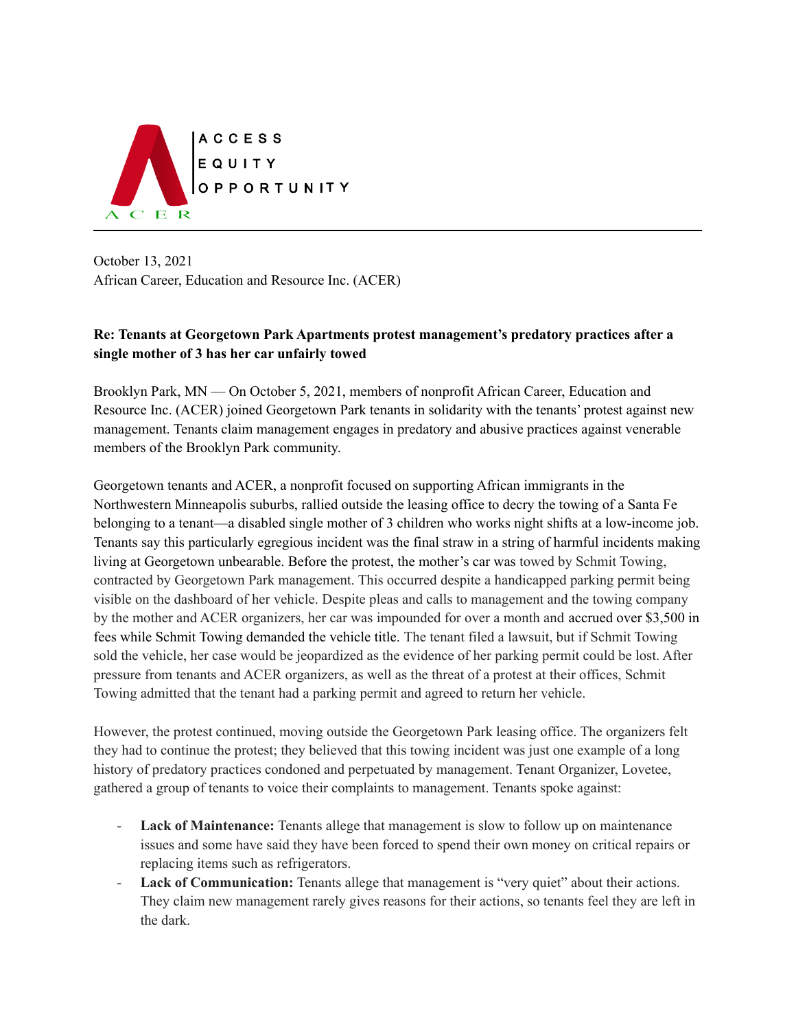ACCESS
EQUITY
OPPORTUNITY

ACER

---

October 13, 2021
African Career, Education and Resource Inc. (ACER)

**Re: Tenants at Georgetown Park Apartments protest management's predatory practices after a single mother of 3 has her car unfairly towed**

Brooklyn Park, MN — On October 5, 2021, members of nonprofit African Career, Education and Resource Inc. (ACER) joined Georgetown Park tenants in solidarity with the tenants' protest against new management. Tenants claim management engages in predatory and abusive practices against venerable members of the Brooklyn Park community.

Georgetown tenants and ACER, a nonprofit focused on supporting African immigrants in the Northwestern Minneapolis suburbs, rallied outside the leasing office to decry the towing of a Santa Fe belonging to a tenant—a disabled single mother of 3 children who works night shifts at a low-income job. Tenants say this particularly egregious incident was the final straw in a string of harmful incidents making living at Georgetown unbearable. Before the protest, the mother's car was towed by Schmit Towing, contracted by Georgetown Park management. This occurred despite a handicapped parking permit being visible on the dashboard of her vehicle. Despite pleas and calls to management and the towing company by the mother and ACER organizers, her car was impounded for over a month and accrued over $3,500 in fees while Schmit Towing demanded the vehicle title. The tenant filed a lawsuit, but if Schmit Towing sold the vehicle, her case would be jeopardized as the evidence of her parking permit could be lost. After pressure from tenants and ACER organizers, as well as the threat of a protest at their offices, Schmit Towing admitted that the tenant had a parking permit and agreed to return her vehicle.

However, the protest continued, moving outside the Georgetown Park leasing office. The organizers felt they had to continue the protest; they believed that this towing incident was just one example of a long history of predatory practices condoned and perpetuated by management. Tenant Organizer, Lovetee, gathered a group of tenants to voice their complaints to management. Tenants spoke against:

- **Lack of Maintenance:** Tenants allege that management is slow to follow up on maintenance issues and some have said they have been forced to spend their own money on critical repairs or replacing items such as refrigerators.
- **Lack of Communication:** Tenants allege that management is "very quiet" about their actions. They claim new management rarely gives reasons for their actions, so tenants feel they are left in the dark.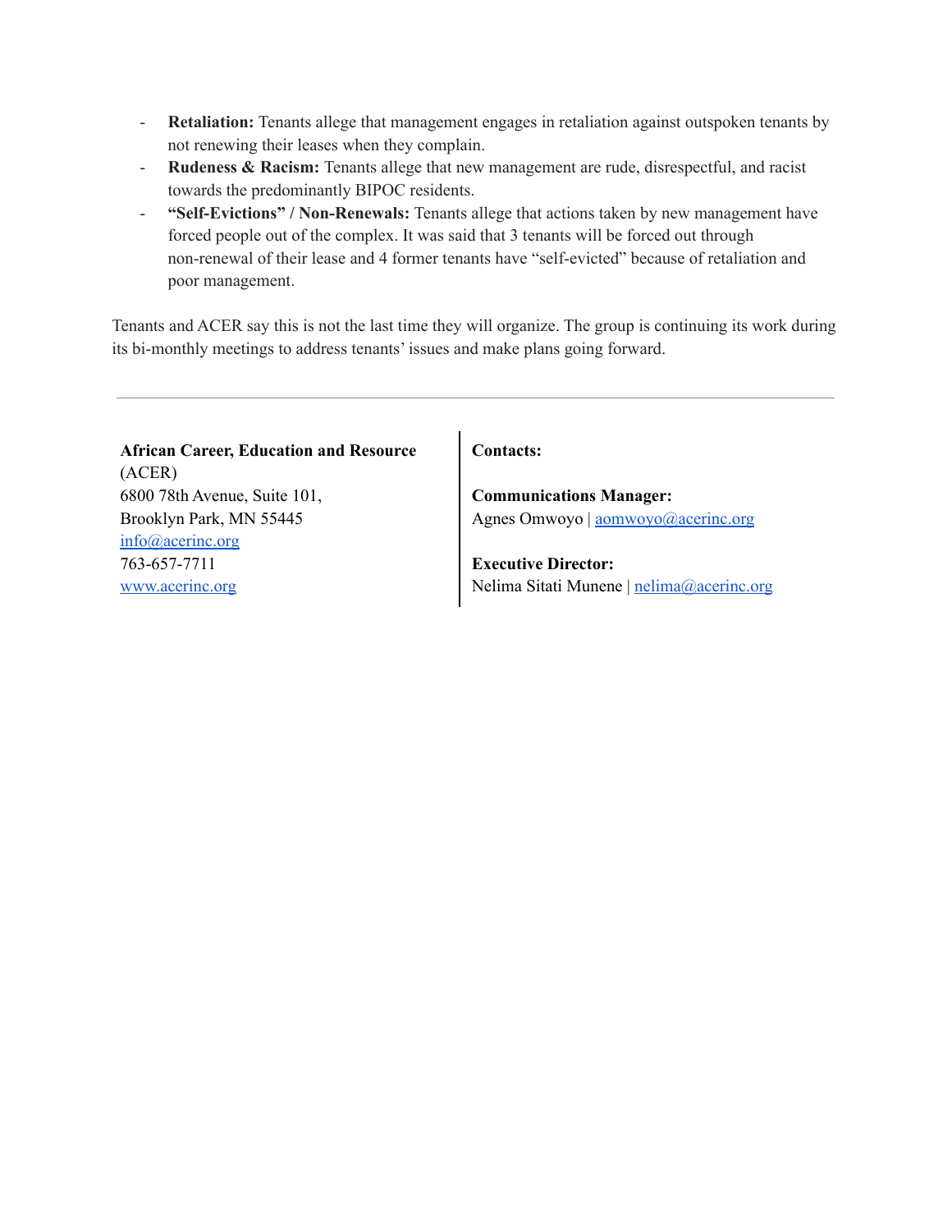- **Retaliation:** Tenants allege that management engages in retaliation against outspoken tenants by not renewing their leases when they complain.
- **Rudeness & Racism:** Tenants allege that new management are rude, disrespectful, and racist towards the predominantly BIPOC residents.
- **"Self-Evictions" / Non-Renewals:** Tenants allege that actions taken by new management have forced people out of the complex. It was said that 3 tenants will be forced out through non-renewal of their lease and 4 former tenants have "self-evicted" because of retaliation and poor management.

Tenants and ACER say this is not the last time they will organize. The group is continuing its work during its bi-monthly meetings to address tenants' issues and make plans going forward.

---

**African Career, Education and Resource** (ACER)
6800 78th Avenue, Suite 101,
Brooklyn Park, MN 55445
info@acerinc.org
763-657-7711
www.acerinc.org

**Contacts:**

**Communications Manager:**
Agnes Omwoyo | aomwoyo@acerinc.org

**Executive Director:**
Nelima Sitati Munene | nelima@acerinc.org